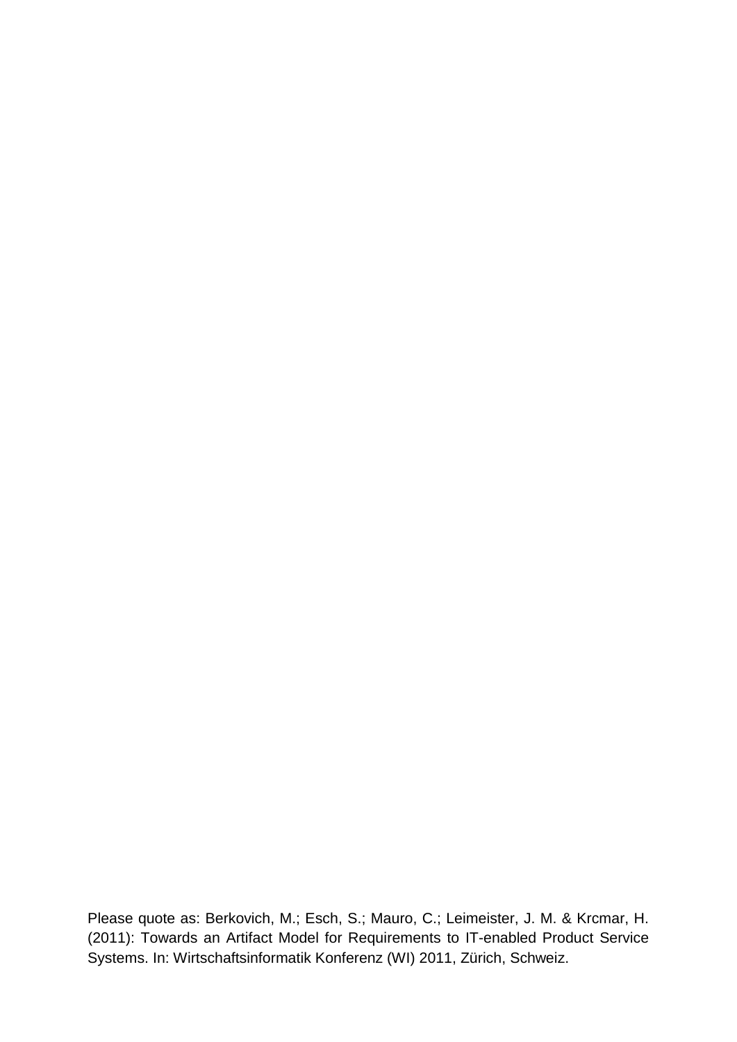Please quote as: Berkovich, M.; Esch, S.; Mauro, C.; Leimeister, J. M. & Krcmar, H. (2011): Towards an Artifact Model for Requirements to IT-enabled Product Service Systems. In: Wirtschaftsinformatik Konferenz (WI) 2011, Zürich, Schweiz.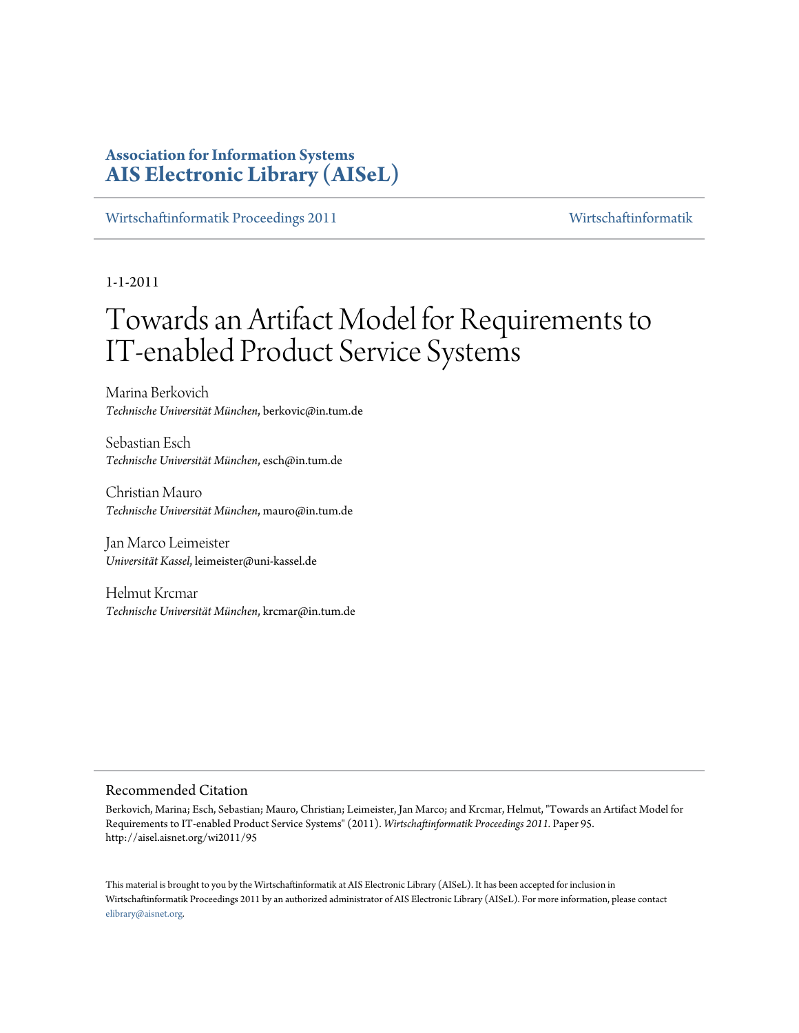Association for Information Systems
**AIS Electronic Library (AISeL)**

Wirtschaftinformatik Proceedings 2011 | Wirtschaftinformatik

1-1-2011

# Towards an Artifact Model for Requirements to IT-enabled Product Service Systems

Marina Berkovich
*Technische Universität München*, berkovic@in.tum.de

Sebastian Esch
*Technische Universität München*, esch@in.tum.de

Christian Mauro
*Technische Universität München*, mauro@in.tum.de

Jan Marco Leimeister
*Universität Kassel*, leimeister@uni-kassel.de

Helmut Krcmar
*Technische Universität München*, krcmar@in.tum.de

## Recommended Citation

Berkovich, Marina; Esch, Sebastian; Mauro, Christian; Leimeister, Jan Marco; and Krcmar, Helmut, "Towards an Artifact Model for Requirements to IT-enabled Product Service Systems" (2011). *Wirtschaftinformatik Proceedings 2011*. Paper 95.
http://aisel.aisnet.org/wi2011/95

This material is brought to you by the Wirtschaftinformatik at AIS Electronic Library (AISeL). It has been accepted for inclusion in Wirtschaftinformatik Proceedings 2011 by an authorized administrator of AIS Electronic Library (AISeL). For more information, please contact elibrary@aisnet.org.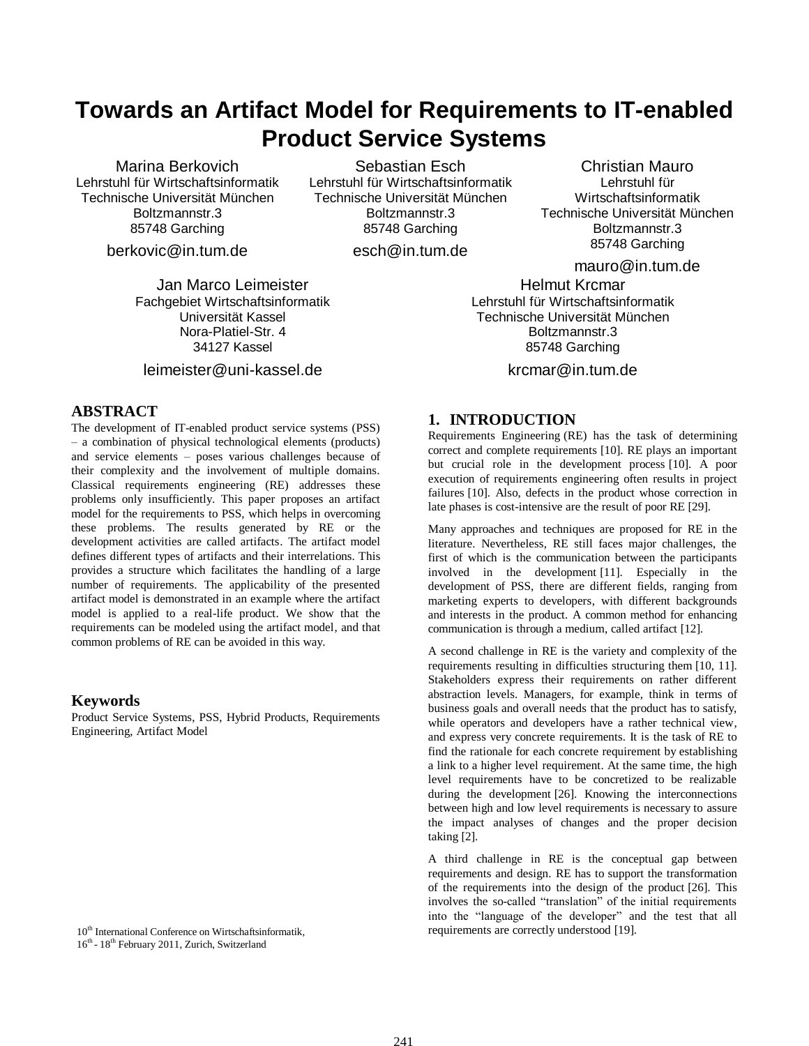# Towards an Artifact Model for Requirements to IT-enabled Product Service Systems

Marina Berkovich
Lehrstuhl für Wirtschaftsinformatik
Technische Universität München
Boltzmannstr.3
85748 Garching
berkovic@in.tum.de

Sebastian Esch
Lehrstuhl für Wirtschaftsinformatik
Technische Universität München
Boltzmannstr.3
85748 Garching
esch@in.tum.de

Christian Mauro
Lehrstuhl für Wirtschaftsinformatik
Technische Universität München
Boltzmannstr.3
85748 Garching
mauro@in.tum.de

Jan Marco Leimeister
Fachgebiet Wirtschaftsinformatik
Universität Kassel
Nora-Platiel-Str. 4
34127 Kassel
leimeister@uni-kassel.de

Helmut Krcmar
Lehrstuhl für Wirtschaftsinformatik
Technische Universität München
Boltzmannstr.3
85748 Garching
krcmar@in.tum.de

## ABSTRACT

The development of IT-enabled product service systems (PSS) – a combination of physical technological elements (products) and service elements – poses various challenges because of their complexity and the involvement of multiple domains. Classical requirements engineering (RE) addresses these problems only insufficiently. This paper proposes an artifact model for the requirements to PSS, which helps in overcoming these problems. The results generated by RE or the development activities are called artifacts. The artifact model defines different types of artifacts and their interrelations. This provides a structure which facilitates the handling of a large number of requirements. The applicability of the presented artifact model is demonstrated in an example where the artifact model is applied to a real-life product. We show that the requirements can be modeled using the artifact model, and that common problems of RE can be avoided in this way.

## Keywords

Product Service Systems, PSS, Hybrid Products, Requirements Engineering, Artifact Model

10th International Conference on Wirtschaftsinformatik, 16th - 18th February 2011, Zurich, Switzerland

## 1. INTRODUCTION

Requirements Engineering (RE) has the task of determining correct and complete requirements [10]. RE plays an important but crucial role in the development process [10]. A poor execution of requirements engineering often results in project failures [10]. Also, defects in the product whose correction in late phases is cost-intensive are the result of poor RE [29].

Many approaches and techniques are proposed for RE in the literature. Nevertheless, RE still faces major challenges, the first of which is the communication between the participants involved in the development [11]. Especially in the development of PSS, there are different fields, ranging from marketing experts to developers, with different backgrounds and interests in the product. A common method for enhancing communication is through a medium, called artifact [12].

A second challenge in RE is the variety and complexity of the requirements resulting in difficulties structuring them [10, 11]. Stakeholders express their requirements on rather different abstraction levels. Managers, for example, think in terms of business goals and overall needs that the product has to satisfy, while operators and developers have a rather technical view, and express very concrete requirements. It is the task of RE to find the rationale for each concrete requirement by establishing a link to a higher level requirement. At the same time, the high level requirements have to be concretized to be realizable during the development [26]. Knowing the interconnections between high and low level requirements is necessary to assure the impact analyses of changes and the proper decision taking [2].

A third challenge in RE is the conceptual gap between requirements and design. RE has to support the transformation of the requirements into the design of the product [26]. This involves the so-called "translation" of the initial requirements into the "language of the developer" and the test that all requirements are correctly understood [19].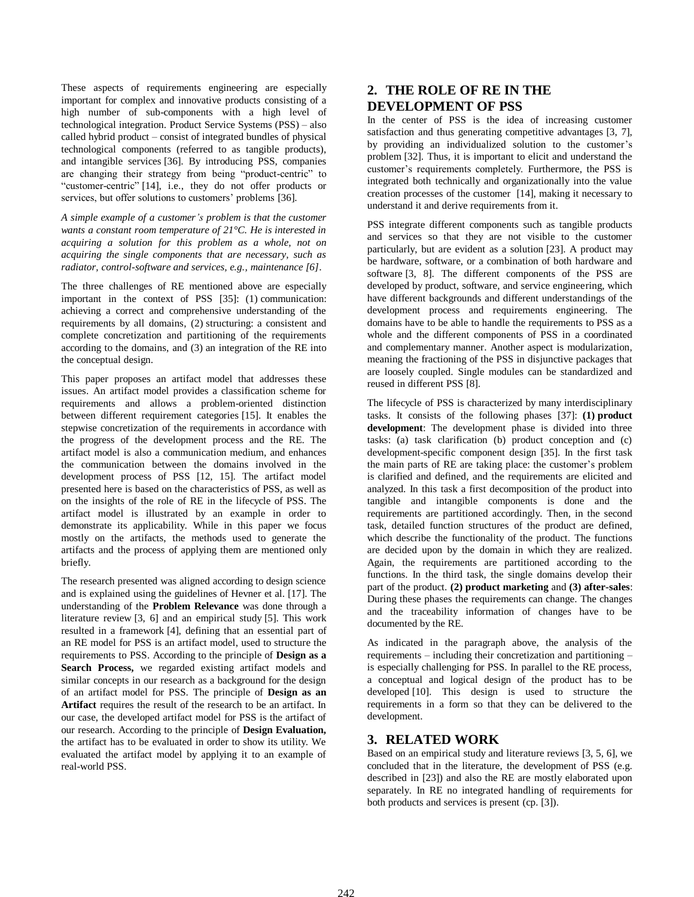These aspects of requirements engineering are especially important for complex and innovative products consisting of a high number of sub-components with a high level of technological integration. Product Service Systems (PSS) – also called hybrid product – consist of integrated bundles of physical technological components (referred to as tangible products), and intangible services [36]. By introducing PSS, companies are changing their strategy from being "product-centric" to "customer-centric" [14], i.e., they do not offer products or services, but offer solutions to customers' problems [36].

*A simple example of a customer's problem is that the customer wants a constant room temperature of 21°C. He is interested in acquiring a solution for this problem as a whole, not on acquiring the single components that are necessary, such as radiator, control-software and services, e.g., maintenance [6].*

The three challenges of RE mentioned above are especially important in the context of PSS [35]: (1) communication: achieving a correct and comprehensive understanding of the requirements by all domains, (2) structuring: a consistent and complete concretization and partitioning of the requirements according to the domains, and (3) an integration of the RE into the conceptual design.

This paper proposes an artifact model that addresses these issues. An artifact model provides a classification scheme for requirements and allows a problem-oriented distinction between different requirement categories [15]. It enables the stepwise concretization of the requirements in accordance with the progress of the development process and the RE. The artifact model is also a communication medium, and enhances the communication between the domains involved in the development process of PSS [12, 15]. The artifact model presented here is based on the characteristics of PSS, as well as on the insights of the role of RE in the lifecycle of PSS. The artifact model is illustrated by an example in order to demonstrate its applicability. While in this paper we focus mostly on the artifacts, the methods used to generate the artifacts and the process of applying them are mentioned only briefly.

The research presented was aligned according to design science and is explained using the guidelines of Hevner et al. [17]. The understanding of the **Problem Relevance** was done through a literature review [3, 6] and an empirical study [5]. This work resulted in a framework [4], defining that an essential part of an RE model for PSS is an artifact model, used to structure the requirements to PSS. According to the principle of **Design as a Search Process,** we regarded existing artifact models and similar concepts in our research as a background for the design of an artifact model for PSS. The principle of **Design as an Artifact** requires the result of the research to be an artifact. In our case, the developed artifact model for PSS is the artifact of our research. According to the principle of **Design Evaluation,** the artifact has to be evaluated in order to show its utility. We evaluated the artifact model by applying it to an example of real-world PSS.

## 2. THE ROLE OF RE IN THE DEVELOPMENT OF PSS

In the center of PSS is the idea of increasing customer satisfaction and thus generating competitive advantages [3, 7], by providing an individualized solution to the customer's problem [32]. Thus, it is important to elicit and understand the customer's requirements completely. Furthermore, the PSS is integrated both technically and organizationally into the value creation processes of the customer [14], making it necessary to understand it and derive requirements from it.

PSS integrate different components such as tangible products and services so that they are not visible to the customer particularly, but are evident as a solution [23]. A product may be hardware, software, or a combination of both hardware and software [3, 8]. The different components of the PSS are developed by product, software, and service engineering, which have different backgrounds and different understandings of the development process and requirements engineering. The domains have to be able to handle the requirements to PSS as a whole and the different components of PSS in a coordinated and complementary manner. Another aspect is modularization, meaning the fractioning of the PSS in disjunctive packages that are loosely coupled. Single modules can be standardized and reused in different PSS [8].

The lifecycle of PSS is characterized by many interdisciplinary tasks. It consists of the following phases [37]: **(1) product development**: The development phase is divided into three tasks: (a) task clarification (b) product conception and (c) development-specific component design [35]. In the first task the main parts of RE are taking place: the customer's problem is clarified and defined, and the requirements are elicited and analyzed. In this task a first decomposition of the product into tangible and intangible components is done and the requirements are partitioned accordingly. Then, in the second task, detailed function structures of the product are defined, which describe the functionality of the product. The functions are decided upon by the domain in which they are realized. Again, the requirements are partitioned according to the functions. In the third task, the single domains develop their part of the product. **(2) product marketing** and **(3) after-sales**: During these phases the requirements can change. The changes and the traceability information of changes have to be documented by the RE.

As indicated in the paragraph above, the analysis of the requirements – including their concretization and partitioning – is especially challenging for PSS. In parallel to the RE process, a conceptual and logical design of the product has to be developed [10]. This design is used to structure the requirements in a form so that they can be delivered to the development.

## 3. RELATED WORK

Based on an empirical study and literature reviews [3, 5, 6], we concluded that in the literature, the development of PSS (e.g. described in [23]) and also the RE are mostly elaborated upon separately. In RE no integrated handling of requirements for both products and services is present (cp. [3]).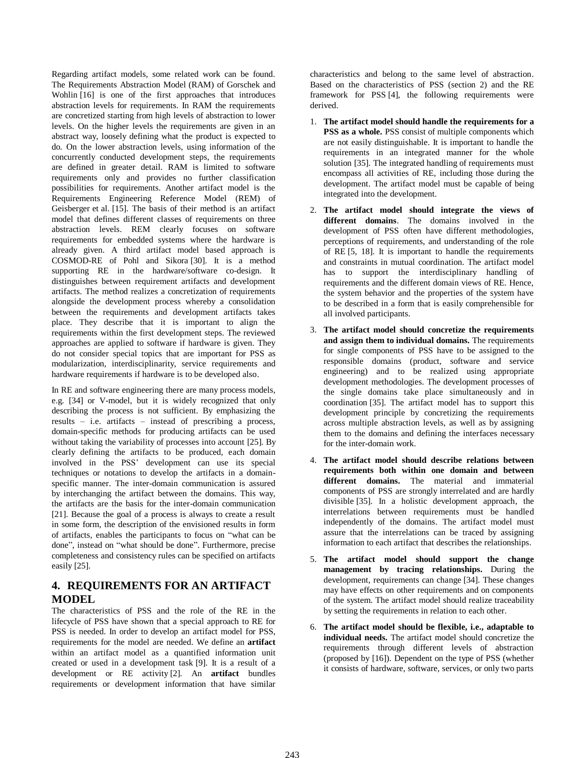Regarding artifact models, some related work can be found. The Requirements Abstraction Model (RAM) of Gorschek and Wohlin [16] is one of the first approaches that introduces abstraction levels for requirements. In RAM the requirements are concretized starting from high levels of abstraction to lower levels. On the higher levels the requirements are given in an abstract way, loosely defining what the product is expected to do. On the lower abstraction levels, using information of the concurrently conducted development steps, the requirements are defined in greater detail. RAM is limited to software requirements only and provides no further classification possibilities for requirements. Another artifact model is the Requirements Engineering Reference Model (REM) of Geisberger et al. [15]. The basis of their method is an artifact model that defines different classes of requirements on three abstraction levels. REM clearly focuses on software requirements for embedded systems where the hardware is already given. A third artifact model based approach is COSMOD-RE of Pohl and Sikora [30]. It is a method supporting RE in the hardware/software co-design. It distinguishes between requirement artifacts and development artifacts. The method realizes a concretization of requirements alongside the development process whereby a consolidation between the requirements and development artifacts takes place. They describe that it is important to align the requirements within the first development steps. The reviewed approaches are applied to software if hardware is given. They do not consider special topics that are important for PSS as modularization, interdisciplinarity, service requirements and hardware requirements if hardware is to be developed also.

In RE and software engineering there are many process models, e.g. [34] or V-model, but it is widely recognized that only describing the process is not sufficient. By emphasizing the results – i.e. artifacts – instead of prescribing a process, domain-specific methods for producing artifacts can be used without taking the variability of processes into account [25]. By clearly defining the artifacts to be produced, each domain involved in the PSS' development can use its special techniques or notations to develop the artifacts in a domain-specific manner. The inter-domain communication is assured by interchanging the artifact between the domains. This way, the artifacts are the basis for the inter-domain communication [21]. Because the goal of a process is always to create a result in some form, the description of the envisioned results in form of artifacts, enables the participants to focus on "what can be done", instead on "what should be done". Furthermore, precise completeness and consistency rules can be specified on artifacts easily [25].

## 4. REQUIREMENTS FOR AN ARTIFACT MODEL

The characteristics of PSS and the role of the RE in the lifecycle of PSS have shown that a special approach to RE for PSS is needed. In order to develop an artifact model for PSS, requirements for the model are needed. We define an **artifact** within an artifact model as a quantified information unit created or used in a development task [9]. It is a result of a development or RE activity [2]. An **artifact** bundles requirements or development information that have similar characteristics and belong to the same level of abstraction. Based on the characteristics of PSS (section 2) and the RE framework for PSS [4], the following requirements were derived.

1. **The artifact model should handle the requirements for a PSS as a whole.** PSS consist of multiple components which are not easily distinguishable. It is important to handle the requirements in an integrated manner for the whole solution [35]. The integrated handling of requirements must encompass all activities of RE, including those during the development. The artifact model must be capable of being integrated into the development.
2. **The artifact model should integrate the views of different domains**. The domains involved in the development of PSS often have different methodologies, perceptions of requirements, and understanding of the role of RE [5, 18]. It is important to handle the requirements and constraints in mutual coordination. The artifact model has to support the interdisciplinary handling of requirements and the different domain views of RE. Hence, the system behavior and the properties of the system have to be described in a form that is easily comprehensible for all involved participants.
3. **The artifact model should concretize the requirements and assign them to individual domains.** The requirements for single components of PSS have to be assigned to the responsible domains (product, software and service engineering) and to be realized using appropriate development methodologies. The development processes of the single domains take place simultaneously and in coordination [35]. The artifact model has to support this development principle by concretizing the requirements across multiple abstraction levels, as well as by assigning them to the domains and defining the interfaces necessary for the inter-domain work.
4. **The artifact model should describe relations between requirements both within one domain and between different domains.** The material and immaterial components of PSS are strongly interrelated and are hardly divisible [35]. In a holistic development approach, the interrelations between requirements must be handled independently of the domains. The artifact model must assure that the interrelations can be traced by assigning information to each artifact that describes the relationships.
5. **The artifact model should support the change management by tracing relationships.** During the development, requirements can change [34]. These changes may have effects on other requirements and on components of the system. The artifact model should realize traceability by setting the requirements in relation to each other.
6. **The artifact model should be flexible, i.e., adaptable to individual needs.** The artifact model should concretize the requirements through different levels of abstraction (proposed by [16]). Dependent on the type of PSS (whether it consists of hardware, software, services, or only two parts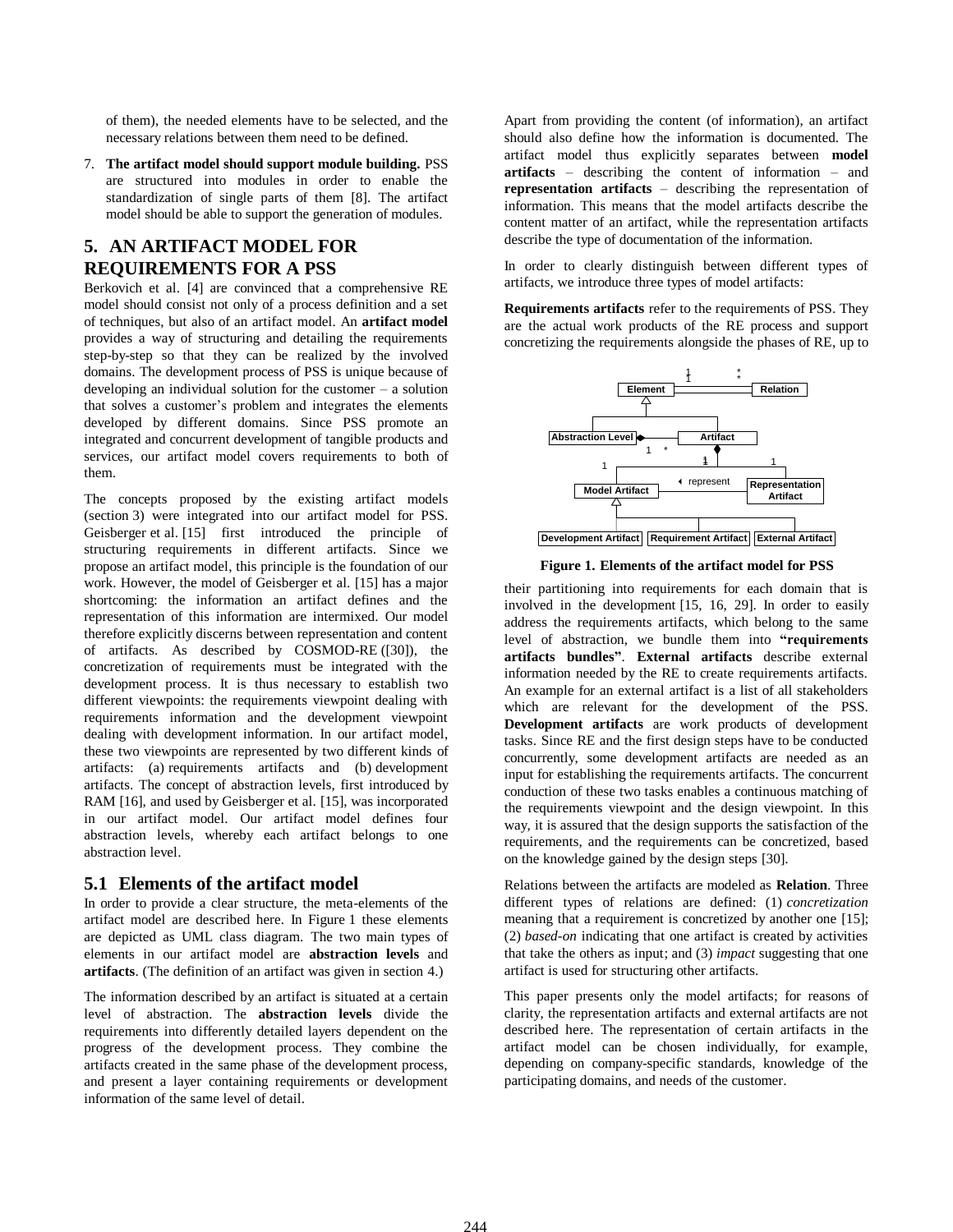of them), the needed elements have to be selected, and the necessary relations between them need to be defined.

7. **The artifact model should support module building.** PSS are structured into modules in order to enable the standardization of single parts of them [8]. The artifact model should be able to support the generation of modules.

## 5. AN ARTIFACT MODEL FOR REQUIREMENTS FOR A PSS

Berkovich et al. [4] are convinced that a comprehensive RE model should consist not only of a process definition and a set of techniques, but also of an artifact model. An **artifact model** provides a way of structuring and detailing the requirements step-by-step so that they can be realized by the involved domains. The development process of PSS is unique because of developing an individual solution for the customer – a solution that solves a customer's problem and integrates the elements developed by different domains. Since PSS promote an integrated and concurrent development of tangible products and services, our artifact model covers requirements to both of them.

The concepts proposed by the existing artifact models (section 3) were integrated into our artifact model for PSS. Geisberger et al. [15] first introduced the principle of structuring requirements in different artifacts. Since we propose an artifact model, this principle is the foundation of our work. However, the model of Geisberger et al. [15] has a major shortcoming: the information an artifact defines and the representation of this information are intermixed. Our model therefore explicitly discerns between representation and content of artifacts. As described by COSMOD-RE ([30]), the concretization of requirements must be integrated with the development process. It is thus necessary to establish two different viewpoints: the requirements viewpoint dealing with requirements information and the development viewpoint dealing with development information. In our artifact model, these two viewpoints are represented by two different kinds of artifacts: (a) requirements artifacts and (b) development artifacts. The concept of abstraction levels, first introduced by RAM [16], and used by Geisberger et al. [15], was incorporated in our artifact model. Our artifact model defines four abstraction levels, whereby each artifact belongs to one abstraction level.

### 5.1 Elements of the artifact model

In order to provide a clear structure, the meta-elements of the artifact model are described here. In Figure 1 these elements are depicted as UML class diagram. The two main types of elements in our artifact model are **abstraction levels** and **artifacts**. (The definition of an artifact was given in section 4.)

The information described by an artifact is situated at a certain level of abstraction. The **abstraction levels** divide the requirements into differently detailed layers dependent on the progress of the development process. They combine the artifacts created in the same phase of the development process, and present a layer containing requirements or development information of the same level of detail.

Apart from providing the content (of information), an artifact should also define how the information is documented. The artifact model thus explicitly separates between **model artifacts** – describing the content of information – and **representation artifacts** – describing the representation of information. This means that the model artifacts describe the content matter of an artifact, while the representation artifacts describe the type of documentation of the information.

In order to clearly distinguish between different types of artifacts, we introduce three types of model artifacts:

**Requirements artifacts** refer to the requirements of PSS. They are the actual work products of the RE process and support concretizing the requirements alongside the phases of RE, up to

**Figure 1. Elements of the artifact model for PSS**

their partitioning into requirements for each domain that is involved in the development [15, 16, 29]. In order to easily address the requirements artifacts, which belong to the same level of abstraction, we bundle them into **"requirements artifacts bundles"**. **External artifacts** describe external information needed by the RE to create requirements artifacts. An example for an external artifact is a list of all stakeholders which are relevant for the development of the PSS. **Development artifacts** are work products of development tasks. Since RE and the first design steps have to be conducted concurrently, some development artifacts are needed as an input for establishing the requirements artifacts. The concurrent conduction of these two tasks enables a continuous matching of the requirements viewpoint and the design viewpoint. In this way, it is assured that the design supports the satisfaction of the requirements, and the requirements can be concretized, based on the knowledge gained by the design steps [30].

Relations between the artifacts are modeled as **Relation**. Three different types of relations are defined: (1) *concretization* meaning that a requirement is concretized by another one [15]; (2) *based-on* indicating that one artifact is created by activities that take the others as input; and (3) *impact* suggesting that one artifact is used for structuring other artifacts.

This paper presents only the model artifacts; for reasons of clarity, the representation artifacts and external artifacts are not described here. The representation of certain artifacts in the artifact model can be chosen individually, for example, depending on company-specific standards, knowledge of the participating domains, and needs of the customer.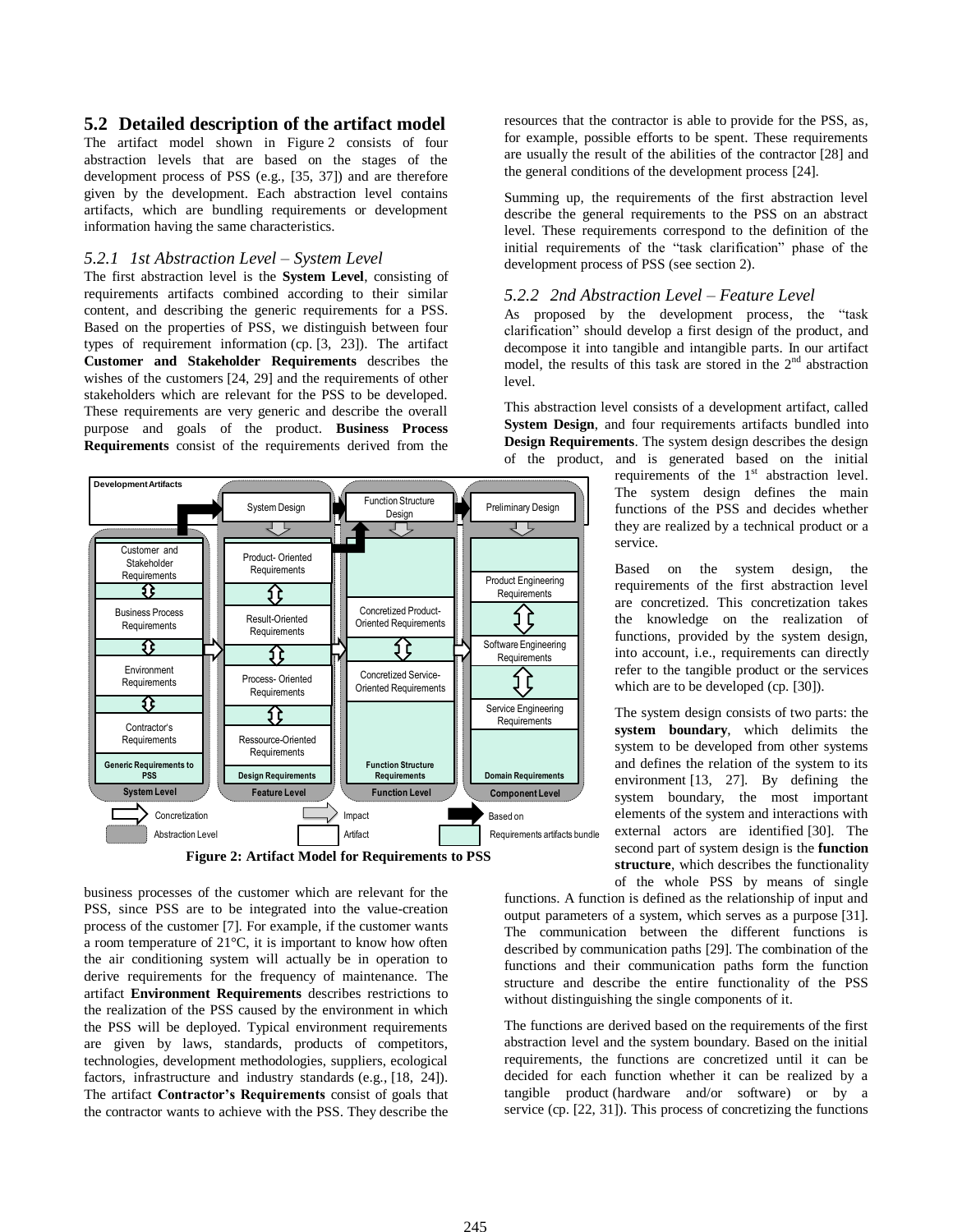## 5.2 Detailed description of the artifact model

The artifact model shown in Figure 2 consists of four abstraction levels that are based on the stages of the development process of PSS (e.g., [35, 37]) and are therefore given by the development. Each abstraction level contains artifacts, which are bundling requirements or development information having the same characteristics.

### *5.2.1 1st Abstraction Level – System Level*

The first abstraction level is the **System Level**, consisting of requirements artifacts combined according to their similar content, and describing the generic requirements for a PSS. Based on the properties of PSS, we distinguish between four types of requirement information (cp. [3, 23]). The artifact **Customer and Stakeholder Requirements** describes the wishes of the customers [24, 29] and the requirements of other stakeholders which are relevant for the PSS to be developed. These requirements are very generic and describe the overall purpose and goals of the product. **Business Process Requirements** consist of the requirements derived from the business processes of the customer which are relevant for the PSS, since PSS are to be integrated into the value-creation process of the customer [7]. For example, if the customer wants a room temperature of 21°C, it is important to know how often the air conditioning system will actually be in operation to derive requirements for the frequency of maintenance. The artifact **Environment Requirements** describes restrictions to the realization of the PSS caused by the environment in which the PSS will be deployed. Typical environment requirements are given by laws, standards, products of competitors, technologies, development methodologies, suppliers, ecological factors, infrastructure and industry standards (e.g., [18, 24]). The artifact **Contractor's Requirements** consist of goals that the contractor wants to achieve with the PSS. They describe the resources that the contractor is able to provide for the PSS, as, for example, possible efforts to be spent. These requirements are usually the result of the abilities of the contractor [28] and the general conditions of the development process [24].

Summing up, the requirements of the first abstraction level describe the general requirements to the PSS on an abstract level. These requirements correspond to the definition of the initial requirements of the "task clarification" phase of the development process of PSS (see section 2).

**Figure 2: Artifact Model for Requirements to PSS**

### *5.2.2 2nd Abstraction Level – Feature Level*

As proposed by the development process, the "task clarification" should develop a first design of the product, and decompose it into tangible and intangible parts. In our artifact model, the results of this task are stored in the 2nd abstraction level.

This abstraction level consists of a development artifact, called **System Design**, and four requirements artifacts bundled into **Design Requirements**. The system design describes the design of the product, and is generated based on the initial requirements of the 1st abstraction level. The system design defines the main functions of the PSS and decides whether they are realized by a technical product or a service.

Based on the system design, the requirements of the first abstraction level are concretized. This concretization takes the knowledge on the realization of functions, provided by the system design, into account, i.e., requirements can directly refer to the tangible product or the services which are to be developed (cp. [30]).

The system design consists of two parts: the **system boundary**, which delimits the system to be developed from other systems and defines the relation of the system to its environment [13, 27]. By defining the system boundary, the most important elements of the system and interactions with external actors are identified [30]. The second part of system design is the **function structure**, which describes the functionality of the whole PSS by means of single functions. A function is defined as the relationship of input and output parameters of a system, which serves as a purpose [31]. The communication between the different functions is described by communication paths [29]. The combination of the functions and their communication paths form the function structure and describe the entire functionality of the PSS without distinguishing the single components of it.

The functions are derived based on the requirements of the first abstraction level and the system boundary. Based on the initial requirements, the functions are concretized until it can be decided for each function whether it can be realized by a tangible product (hardware and/or software) or by a service (cp. [22, 31]). This process of concretizing the functions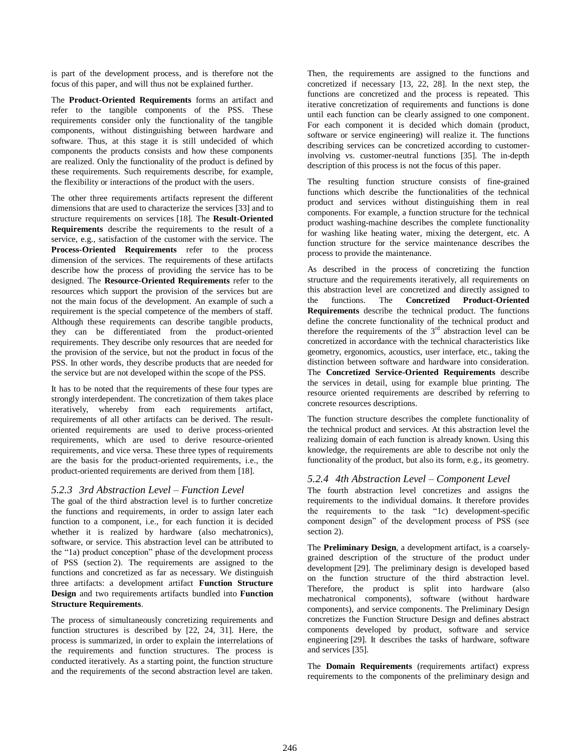is part of the development process, and is therefore not the focus of this paper, and will thus not be explained further.

The **Product-Oriented Requirements** forms an artifact and refer to the tangible components of the PSS. These requirements consider only the functionality of the tangible components, without distinguishing between hardware and software. Thus, at this stage it is still undecided of which components the products consists and how these components are realized. Only the functionality of the product is defined by these requirements. Such requirements describe, for example, the flexibility or interactions of the product with the users.

The other three requirements artifacts represent the different dimensions that are used to characterize the services [33] and to structure requirements on services [18]. The **Result-Oriented Requirements** describe the requirements to the result of a service, e.g., satisfaction of the customer with the service. The **Process-Oriented Requirements** refer to the process dimension of the services. The requirements of these artifacts describe how the process of providing the service has to be designed. The **Resource-Oriented Requirements** refer to the resources which support the provision of the services but are not the main focus of the development. An example of such a requirement is the special competence of the members of staff. Although these requirements can describe tangible products, they can be differentiated from the product-oriented requirements. They describe only resources that are needed for the provision of the service, but not the product in focus of the PSS. In other words, they describe products that are needed for the service but are not developed within the scope of the PSS.

It has to be noted that the requirements of these four types are strongly interdependent. The concretization of them takes place iteratively, whereby from each requirements artifact, requirements of all other artifacts can be derived. The result-oriented requirements are used to derive process-oriented requirements, which are used to derive resource-oriented requirements, and vice versa. These three types of requirements are the basis for the product-oriented requirements, i.e., the product-oriented requirements are derived from them [18].

### *5.2.3 3rd Abstraction Level – Function Level*

The goal of the third abstraction level is to further concretize the functions and requirements, in order to assign later each function to a component, i.e., for each function it is decided whether it is realized by hardware (also mechatronics), software, or service. This abstraction level can be attributed to the "1a) product conception" phase of the development process of PSS (section 2). The requirements are assigned to the functions and concretized as far as necessary. We distinguish three artifacts: a development artifact **Function Structure Design** and two requirements artifacts bundled into **Function Structure Requirements**.

The process of simultaneously concretizing requirements and function structures is described by [22, 24, 31]. Here, the process is summarized, in order to explain the interrelations of the requirements and function structures. The process is conducted iteratively. As a starting point, the function structure and the requirements of the second abstraction level are taken. Then, the requirements are assigned to the functions and concretized if necessary [13, 22, 28]. In the next step, the functions are concretized and the process is repeated. This iterative concretization of requirements and functions is done until each function can be clearly assigned to one component. For each component it is decided which domain (product, software or service engineering) will realize it. The functions describing services can be concretized according to customer-involving vs. customer-neutral functions [35]. The in-depth description of this process is not the focus of this paper.

The resulting function structure consists of fine-grained functions which describe the functionalities of the technical product and services without distinguishing them in real components. For example, a function structure for the technical product washing-machine describes the complete functionality for washing like heating water, mixing the detergent, etc. A function structure for the service maintenance describes the process to provide the maintenance.

As described in the process of concretizing the function structure and the requirements iteratively, all requirements on this abstraction level are concretized and directly assigned to the functions. The **Concretized Product-Oriented Requirements** describe the technical product. The functions define the concrete functionality of the technical product and therefore the requirements of the 3rd abstraction level can be concretized in accordance with the technical characteristics like geometry, ergonomics, acoustics, user interface, etc., taking the distinction between software and hardware into consideration. The **Concretized Service-Oriented Requirements** describe the services in detail, using for example blue printing. The resource oriented requirements are described by referring to concrete resources descriptions.

The function structure describes the complete functionality of the technical product and services. At this abstraction level the realizing domain of each function is already known. Using this knowledge, the requirements are able to describe not only the functionality of the product, but also its form, e.g., its geometry.

### *5.2.4 4th Abstraction Level – Component Level*

The fourth abstraction level concretizes and assigns the requirements to the individual domains. It therefore provides the requirements to the task "1c) development-specific component design" of the development process of PSS (see section 2).

The **Preliminary Design**, a development artifact, is a coarsely-grained description of the structure of the product under development [29]. The preliminary design is developed based on the function structure of the third abstraction level. Therefore, the product is split into hardware (also mechatronical components), software (without hardware components), and service components. The Preliminary Design concretizes the Function Structure Design and defines abstract components developed by product, software and service engineering [29]. It describes the tasks of hardware, software and services [35].

The **Domain Requirements** (requirements artifact) express requirements to the components of the preliminary design and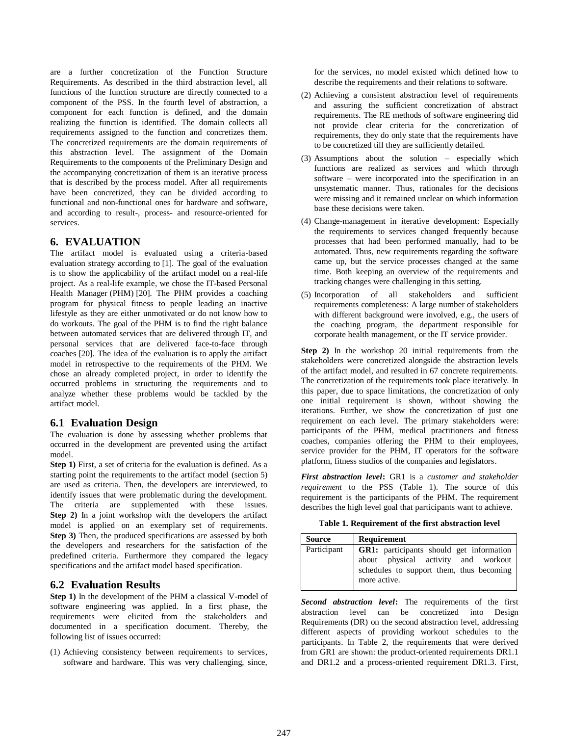are a further concretization of the Function Structure Requirements. As described in the third abstraction level, all functions of the function structure are directly connected to a component of the PSS. In the fourth level of abstraction, a component for each function is defined, and the domain realizing the function is identified. The domain collects all requirements assigned to the function and concretizes them. The concretized requirements are the domain requirements of this abstraction level. The assignment of the Domain Requirements to the components of the Preliminary Design and the accompanying concretization of them is an iterative process that is described by the process model. After all requirements have been concretized, they can be divided according to functional and non-functional ones for hardware and software, and according to result-, process- and resource-oriented for services.

## 6. EVALUATION

The artifact model is evaluated using a criteria-based evaluation strategy according to [1]. The goal of the evaluation is to show the applicability of the artifact model on a real-life project. As a real-life example, we chose the IT-based Personal Health Manager (PHM) [20]. The PHM provides a coaching program for physical fitness to people leading an inactive lifestyle as they are either unmotivated or do not know how to do workouts. The goal of the PHM is to find the right balance between automated services that are delivered through IT, and personal services that are delivered face-to-face through coaches [20]. The idea of the evaluation is to apply the artifact model in retrospective to the requirements of the PHM. We chose an already completed project, in order to identify the occurred problems in structuring the requirements and to analyze whether these problems would be tackled by the artifact model.

### 6.1 Evaluation Design

The evaluation is done by assessing whether problems that occurred in the development are prevented using the artifact model.

**Step 1)** First, a set of criteria for the evaluation is defined. As a starting point the requirements to the artifact model (section 5) are used as criteria. Then, the developers are interviewed, to identify issues that were problematic during the development. The criteria are supplemented with these issues.
**Step 2)** In a joint workshop with the developers the artifact model is applied on an exemplary set of requirements.
**Step 3)** Then, the produced specifications are assessed by both the developers and researchers for the satisfaction of the predefined criteria. Furthermore they compared the legacy specifications and the artifact model based specification.

### 6.2 Evaluation Results

**Step 1)** In the development of the PHM a classical V-model of software engineering was applied. In a first phase, the requirements were elicited from the stakeholders and documented in a specification document. Thereby, the following list of issues occurred:

(1) Achieving consistency between requirements to services, software and hardware. This was very challenging, since, for the services, no model existed which defined how to describe the requirements and their relations to software.

(2) Achieving a consistent abstraction level of requirements and assuring the sufficient concretization of abstract requirements. The RE methods of software engineering did not provide clear criteria for the concretization of requirements, they do only state that the requirements have to be concretized till they are sufficiently detailed.

(3) Assumptions about the solution – especially which functions are realized as services and which through software – were incorporated into the specification in an unsystematic manner. Thus, rationales for the decisions were missing and it remained unclear on which information base these decisions were taken.

(4) Change-management in iterative development: Especially the requirements to services changed frequently because processes that had been performed manually, had to be automated. Thus, new requirements regarding the software came up, but the service processes changed at the same time. Both keeping an overview of the requirements and tracking changes were challenging in this setting.

(5) Incorporation of all stakeholders and sufficient requirements completeness: A large number of stakeholders with different background were involved, e.g., the users of the coaching program, the department responsible for corporate health management, or the IT service provider.

**Step 2)** In the workshop 20 initial requirements from the stakeholders were concretized alongside the abstraction levels of the artifact model, and resulted in 67 concrete requirements. The concretization of the requirements took place iteratively. In this paper, due to space limitations, the concretization of only one initial requirement is shown, without showing the iterations. Further, we show the concretization of just one requirement on each level. The primary stakeholders were: participants of the PHM, medical practitioners and fitness coaches, companies offering the PHM to their employees, service provider for the PHM, IT operators for the software platform, fitness studios of the companies and legislators.

***First abstraction level*:** GR1 is a *customer and stakeholder requirement* to the PSS (Table 1). The source of this requirement is the participants of the PHM. The requirement describes the high level goal that participants want to achieve.

**Table 1. Requirement of the first abstraction level**

| Source | Requirement |
|---|---|
| Participant | **GR1:** participants should get information about physical activity and workout schedules to support them, thus becoming more active. |

***Second abstraction level*:** The requirements of the first abstraction level can be concretized into Design Requirements (DR) on the second abstraction level, addressing different aspects of providing workout schedules to the participants. In Table 2, the requirements that were derived from GR1 are shown: the product-oriented requirements DR1.1 and DR1.2 and a process-oriented requirement DR1.3. First,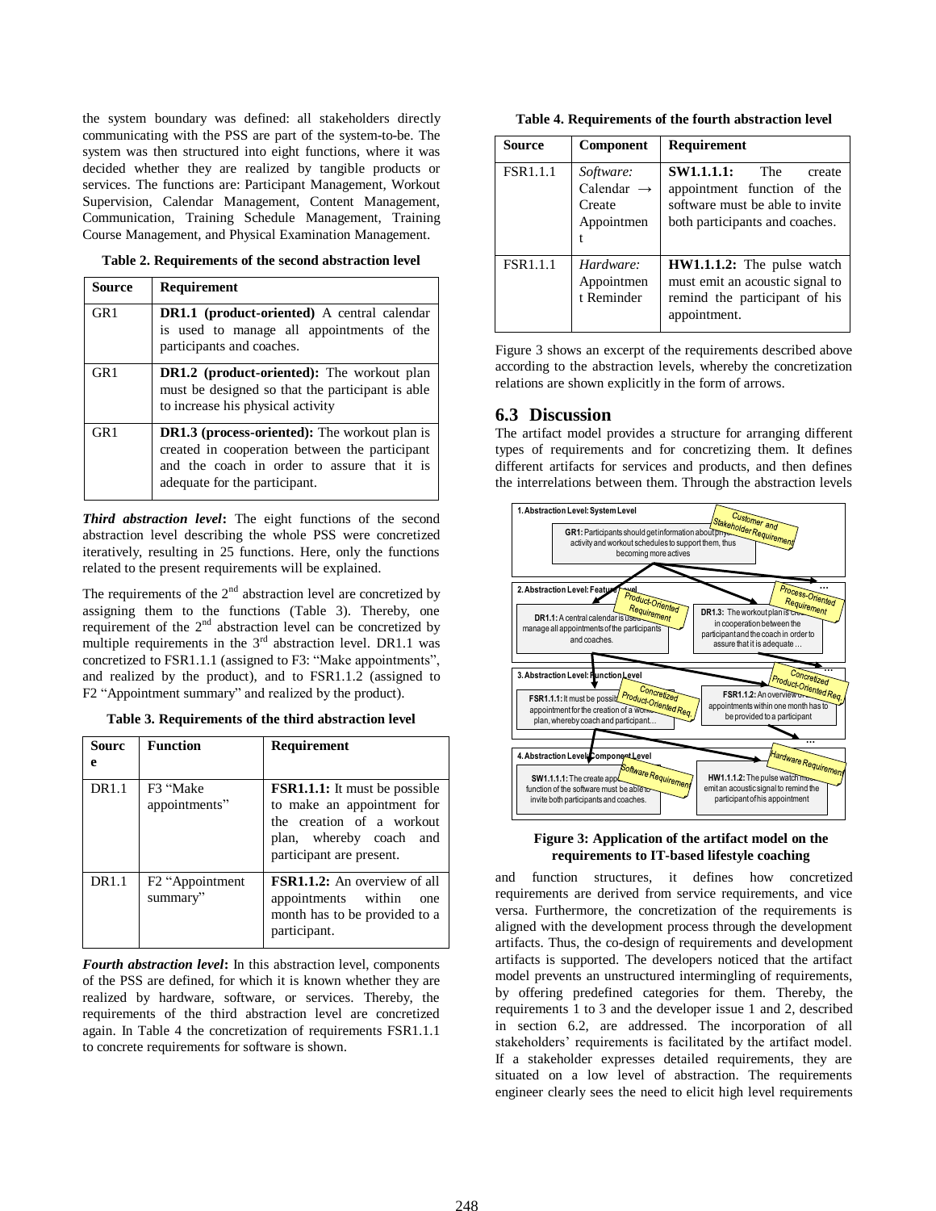the system boundary was defined: all stakeholders directly communicating with the PSS are part of the system-to-be. The system was then structured into eight functions, where it was decided whether they are realized by tangible products or services. The functions are: Participant Management, Workout Supervision, Calendar Management, Content Management, Communication, Training Schedule Management, Training Course Management, and Physical Examination Management.

**Table 2. Requirements of the second abstraction level**

| Source | Requirement |
|---|---|
| GR1 | **DR1.1 (product-oriented)** A central calendar is used to manage all appointments of the participants and coaches. |
| GR1 | **DR1.2 (product-oriented):** The workout plan must be designed so that the participant is able to increase his physical activity |
| GR1 | **DR1.3 (process-oriented):** The workout plan is created in cooperation between the participant and the coach in order to assure that it is adequate for the participant. |

***Third abstraction level*:** The eight functions of the second abstraction level describing the whole PSS were concretized iteratively, resulting in 25 functions. Here, only the functions related to the present requirements will be explained.

The requirements of the 2nd abstraction level are concretized by assigning them to the functions (Table 3). Thereby, one requirement of the 2nd abstraction level can be concretized by multiple requirements in the 3rd abstraction level. DR1.1 was concretized to FSR1.1.1 (assigned to F3: "Make appointments", and realized by the product), and to FSR1.1.2 (assigned to F2 "Appointment summary" and realized by the product).

**Table 3. Requirements of the third abstraction level**

| Source | Function | Requirement |
|---|---|---|
| DR1.1 | F3 "Make appointments" | **FSR1.1.1:** It must be possible to make an appointment for the creation of a workout plan, whereby coach and participant are present. |
| DR1.1 | F2 "Appointment summary" | **FSR1.1.2:** An overview of all appointments within one month has to be provided to a participant. |

***Fourth abstraction level*:** In this abstraction level, components of the PSS are defined, for which it is known whether they are realized by hardware, software, or services. Thereby, the requirements of the third abstraction level are concretized again. In Table 4 the concretization of requirements FSR1.1.1 to concrete requirements for software is shown.

**Table 4. Requirements of the fourth abstraction level**

| Source | Component | Requirement |
|---|---|---|
| FSR1.1.1 | *Software:* Calendar → Create Appointment | **SW1.1.1.1:** The create appointment function of the software must be able to invite both participants and coaches. |
| FSR1.1.1 | *Hardware:* Appointment Reminder | **HW1.1.1.2:** The pulse watch must emit an acoustic signal to remind the participant of his appointment. |

Figure 3 shows an excerpt of the requirements described above according to the abstraction levels, whereby the concretization relations are shown explicitly in the form of arrows.

## 6.3 Discussion

The artifact model provides a structure for arranging different types of requirements and for concretizing them. It defines different artifacts for services and products, and then defines the interrelations between them. Through the abstraction levels

**Figure 3: Application of the artifact model on the requirements to IT-based lifestyle coaching**

and function structures, it defines how concretized requirements are derived from service requirements, and vice versa. Furthermore, the concretization of the requirements is aligned with the development process through the development artifacts. Thus, the co-design of requirements and development artifacts is supported. The developers noticed that the artifact model prevents an unstructured intermingling of requirements, by offering predefined categories for them. Thereby, the requirements 1 to 3 and the developer issue 1 and 2, described in section 6.2, are addressed. The incorporation of all stakeholders' requirements is facilitated by the artifact model. If a stakeholder expresses detailed requirements, they are situated on a low level of abstraction. The requirements engineer clearly sees the need to elicit high level requirements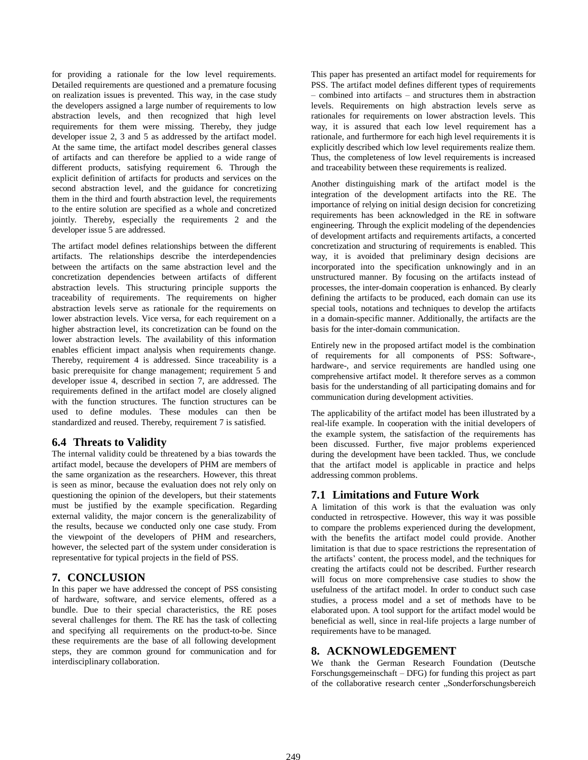for providing a rationale for the low level requirements. Detailed requirements are questioned and a premature focusing on realization issues is prevented. This way, in the case study the developers assigned a large number of requirements to low abstraction levels, and then recognized that high level requirements for them were missing. Thereby, they judge developer issue 2, 3 and 5 as addressed by the artifact model. At the same time, the artifact model describes general classes of artifacts and can therefore be applied to a wide range of different products, satisfying requirement 6. Through the explicit definition of artifacts for products and services on the second abstraction level, and the guidance for concretizing them in the third and fourth abstraction level, the requirements to the entire solution are specified as a whole and concretized jointly. Thereby, especially the requirements 2 and the developer issue 5 are addressed.

The artifact model defines relationships between the different artifacts. The relationships describe the interdependencies between the artifacts on the same abstraction level and the concretization dependencies between artifacts of different abstraction levels. This structuring principle supports the traceability of requirements. The requirements on higher abstraction levels serve as rationale for the requirements on lower abstraction levels. Vice versa, for each requirement on a higher abstraction level, its concretization can be found on the lower abstraction levels. The availability of this information enables efficient impact analysis when requirements change. Thereby, requirement 4 is addressed. Since traceability is a basic prerequisite for change management; requirement 5 and developer issue 4, described in section 7, are addressed. The requirements defined in the artifact model are closely aligned with the function structures. The function structures can be used to define modules. These modules can then be standardized and reused. Thereby, requirement 7 is satisfied.

### 6.4 Threats to Validity

The internal validity could be threatened by a bias towards the artifact model, because the developers of PHM are members of the same organization as the researchers. However, this threat is seen as minor, because the evaluation does not rely only on questioning the opinion of the developers, but their statements must be justified by the example specification. Regarding external validity, the major concern is the generalizability of the results, because we conducted only one case study. From the viewpoint of the developers of PHM and researchers, however, the selected part of the system under consideration is representative for typical projects in the field of PSS.

## 7. CONCLUSION

In this paper we have addressed the concept of PSS consisting of hardware, software, and service elements, offered as a bundle. Due to their special characteristics, the RE poses several challenges for them. The RE has the task of collecting and specifying all requirements on the product-to-be. Since these requirements are the base of all following development steps, they are common ground for communication and for interdisciplinary collaboration.

This paper has presented an artifact model for requirements for PSS. The artifact model defines different types of requirements – combined into artifacts – and structures them in abstraction levels. Requirements on high abstraction levels serve as rationales for requirements on lower abstraction levels. This way, it is assured that each low level requirement has a rationale, and furthermore for each high level requirements it is explicitly described which low level requirements realize them. Thus, the completeness of low level requirements is increased and traceability between these requirements is realized.

Another distinguishing mark of the artifact model is the integration of the development artifacts into the RE. The importance of relying on initial design decision for concretizing requirements has been acknowledged in the RE in software engineering. Through the explicit modeling of the dependencies of development artifacts and requirements artifacts, a concerted concretization and structuring of requirements is enabled. This way, it is avoided that preliminary design decisions are incorporated into the specification unknowingly and in an unstructured manner. By focusing on the artifacts instead of processes, the inter-domain cooperation is enhanced. By clearly defining the artifacts to be produced, each domain can use its special tools, notations and techniques to develop the artifacts in a domain-specific manner. Additionally, the artifacts are the basis for the inter-domain communication.

Entirely new in the proposed artifact model is the combination of requirements for all components of PSS: Software-, hardware-, and service requirements are handled using one comprehensive artifact model. It therefore serves as a common basis for the understanding of all participating domains and for communication during development activities.

The applicability of the artifact model has been illustrated by a real-life example. In cooperation with the initial developers of the example system, the satisfaction of the requirements has been discussed. Further, five major problems experienced during the development have been tackled. Thus, we conclude that the artifact model is applicable in practice and helps addressing common problems.

### 7.1 Limitations and Future Work

A limitation of this work is that the evaluation was only conducted in retrospective. However, this way it was possible to compare the problems experienced during the development, with the benefits the artifact model could provide. Another limitation is that due to space restrictions the representation of the artifacts' content, the process model, and the techniques for creating the artifacts could not be described. Further research will focus on more comprehensive case studies to show the usefulness of the artifact model. In order to conduct such case studies, a process model and a set of methods have to be elaborated upon. A tool support for the artifact model would be beneficial as well, since in real-life projects a large number of requirements have to be managed.

## 8. ACKNOWLEDGEMENT

We thank the German Research Foundation (Deutsche Forschungsgemeinschaft – DFG) for funding this project as part of the collaborative research center „Sonderforschungsbereich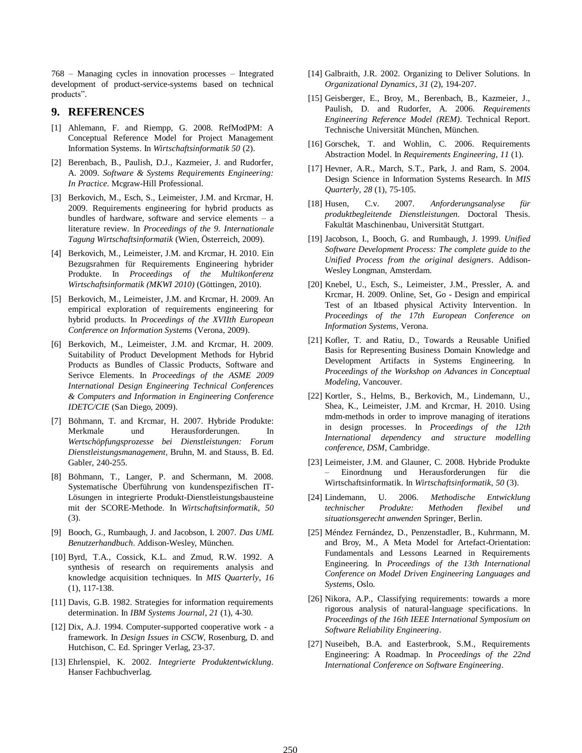768 – Managing cycles in innovation processes – Integrated development of product-service-systems based on technical products".

## 9. REFERENCES

[1] Ahlemann, F. and Riempp, G. 2008. RefModPM: A Conceptual Reference Model for Project Management Information Systems. In *Wirtschaftsinformatik 50* (2).

[2] Berenbach, B., Paulish, D.J., Kazmeier, J. and Rudorfer, A. 2009. *Software & Systems Requirements Engineering: In Practice*. Mcgraw-Hill Professional.

[3] Berkovich, M., Esch, S., Leimeister, J.M. and Krcmar, H. 2009. Requirements engineering for hybrid products as bundles of hardware, software and service elements – a literature review. In *Proceedings of the 9. Internationale Tagung Wirtschaftsinformatik* (Wien, Österreich, 2009).

[4] Berkovich, M., Leimeister, J.M. and Krcmar, H. 2010. Ein Bezugsrahmen für Requirements Engineering hybrider Produkte. In *Proceedings of the Multikonferenz Wirtschaftsinformatik (MKWI 2010)* (Göttingen, 2010).

[5] Berkovich, M., Leimeister, J.M. and Krcmar, H. 2009. An empirical exploration of requirements engineering for hybrid products. In *Proceedings of the XVIIth European Conference on Information Systems* (Verona, 2009).

[6] Berkovich, M., Leimeister, J.M. and Krcmar, H. 2009. Suitability of Product Development Methods for Hybrid Products as Bundles of Classic Products, Software and Serivce Elements. In *Proceedings of the ASME 2009 International Design Engineering Technical Conferences & Computers and Information in Engineering Conference IDETC/CIE* (San Diego, 2009).

[7] Böhmann, T. and Krcmar, H. 2007. Hybride Produkte: Merkmale und Herausforderungen. In *Wertschöpfungsprozesse bei Dienstleistungen: Forum Dienstleistungsmanagement*, Bruhn, M. and Stauss, B. Ed. Gabler, 240-255.

[8] Böhmann, T., Langer, P. and Schermann, M. 2008. Systematische Überführung von kundenspezifischen IT-Lösungen in integrierte Produkt-Dienstleistungsbausteine mit der SCORE-Methode. In *Wirtschaftsinformatik*, *50* (3).

[9] Booch, G., Rumbaugh, J. and Jacobson, I. 2007. *Das UML Benutzerhandbuch*. Addison-Wesley, München.

[10] Byrd, T.A., Cossick, K.L. and Zmud, R.W. 1992. A synthesis of research on requirements analysis and knowledge acquisition techniques. In *MIS Quarterly*, *16* (1), 117-138.

[11] Davis, G.B. 1982. Strategies for information requirements determination. In *IBM Systems Journal*, *21* (1), 4-30.

[12] Dix, A.J. 1994. Computer-supported cooperative work - a framework. In *Design Issues in CSCW*, Rosenburg, D. and Hutchison, C. Ed. Springer Verlag, 23-37.

[13] Ehrlenspiel, K. 2002. *Integrierte Produktentwicklung*. Hanser Fachbuchverlag.

[14] Galbraith, J.R. 2002. Organizing to Deliver Solutions. In *Organizational Dynamics*, *31* (2), 194-207.

[15] Geisberger, E., Broy, M., Berenbach, B., Kazmeier, J., Paulish, D. and Rudorfer, A. 2006. *Requirements Engineering Reference Model (REM)*. Technical Report. Technische Universität München, München.

[16] Gorschek, T. and Wohlin, C. 2006. Requirements Abstraction Model. In *Requirements Engineering*, *11* (1).

[17] Hevner, A.R., March, S.T., Park, J. and Ram, S. 2004. Design Science in Information Systems Research. In *MIS Quarterly*, *28* (1), 75-105.

[18] Husen, C.v. 2007. *Anforderungsanalyse für produktbegleitende Dienstleistungen*. Doctoral Thesis. Fakultät Maschinenbau, Universität Stuttgart.

[19] Jacobson, I., Booch, G. and Rumbaugh, J. 1999. *Unified Software Development Process: The complete guide to the Unified Process from the original designers*. Addison-Wesley Longman, Amsterdam.

[20] Knebel, U., Esch, S., Leimeister, J.M., Pressler, A. and Krcmar, H. 2009. Online, Set, Go - Design and empirical Test of an Itbased physical Activity Intervention. In *Proceedings of the 17th European Conference on Information Systems*, Verona.

[21] Kofler, T. and Ratiu, D., Towards a Reusable Unified Basis for Representing Business Domain Knowledge and Development Artifacts in Systems Engineering. In *Proceedings of the Workshop on Advances in Conceptual Modeling*, Vancouver.

[22] Kortler, S., Helms, B., Berkovich, M., Lindemann, U., Shea, K., Leimeister, J.M. and Krcmar, H. 2010. Using mdm-methods in order to improve managing of iterations in design processes. In *Proceedings of the 12th International dependency and structure modelling conference, DSM*, Cambridge.

[23] Leimeister, J.M. and Glauner, C. 2008. Hybride Produkte – Einordnung und Herausforderungen für die Wirtschaftsinformatik. In *Wirtschaftsinformatik*, *50* (3).

[24] Lindemann, U. 2006. *Methodische Entwicklung technischer Produkte: Methoden flexibel und situationsgerecht anwenden* Springer, Berlin.

[25] Méndez Fernández, D., Penzenstadler, B., Kuhrmann, M. and Broy, M., A Meta Model for Artefact-Orientation: Fundamentals and Lessons Learned in Requirements Engineering. In *Proceedings of the 13th International Conference on Model Driven Engineering Languages and Systems*, Oslo.

[26] Nikora, A.P., Classifying requirements: towards a more rigorous analysis of natural-language specifications. In *Proceedings of the 16th IEEE International Symposium on Software Reliability Engineering*.

[27] Nuseibeh, B.A. and Easterbrook, S.M., Requirements Engineering: A Roadmap. In *Proceedings of the 22nd International Conference on Software Engineering*.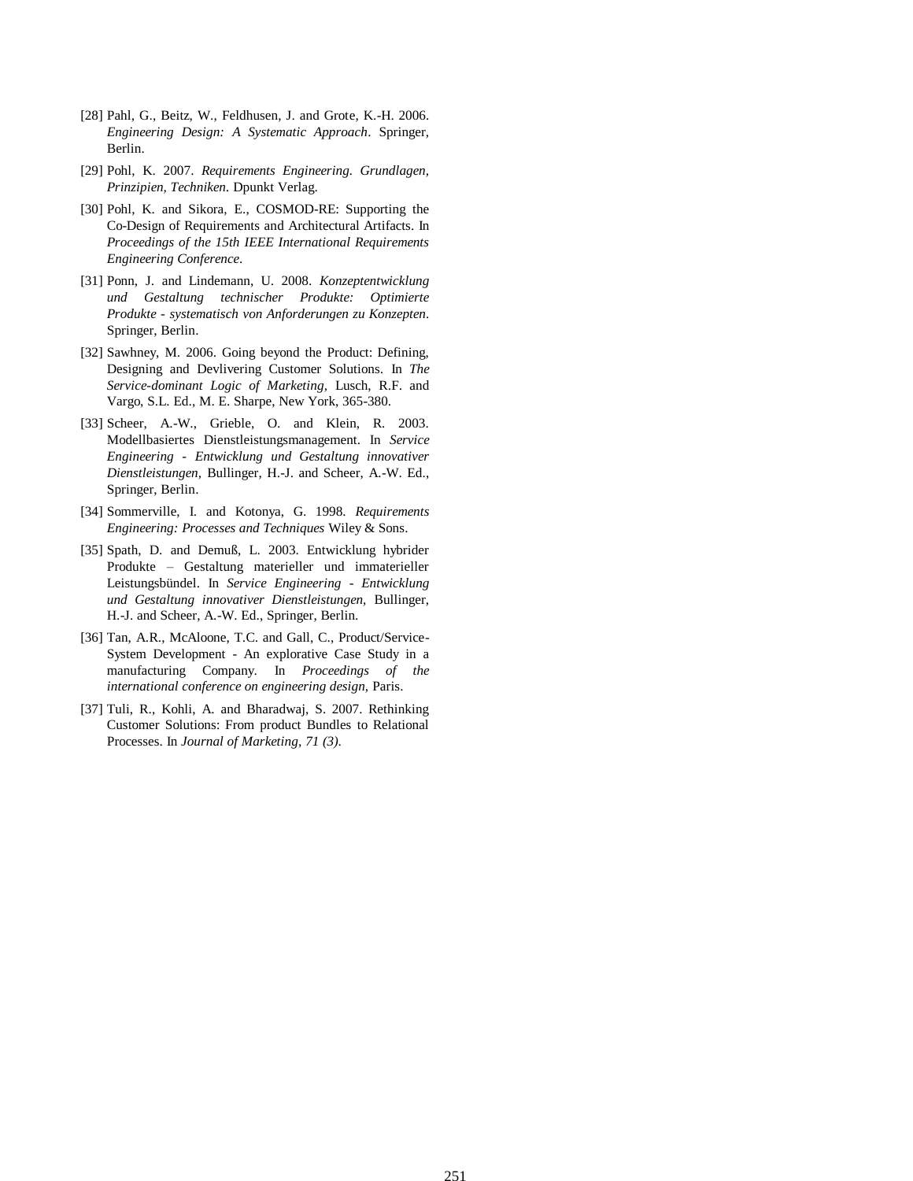[28] Pahl, G., Beitz, W., Feldhusen, J. and Grote, K.-H. 2006. *Engineering Design: A Systematic Approach*. Springer, Berlin.

[29] Pohl, K. 2007. *Requirements Engineering. Grundlagen, Prinzipien, Techniken*. Dpunkt Verlag.

[30] Pohl, K. and Sikora, E., COSMOD-RE: Supporting the Co-Design of Requirements and Architectural Artifacts. In *Proceedings of the 15th IEEE International Requirements Engineering Conference*.

[31] Ponn, J. and Lindemann, U. 2008. *Konzeptentwicklung und Gestaltung technischer Produkte: Optimierte Produkte - systematisch von Anforderungen zu Konzepten*. Springer, Berlin.

[32] Sawhney, M. 2006. Going beyond the Product: Defining, Designing and Devlivering Customer Solutions. In *The Service-dominant Logic of Marketing*, Lusch, R.F. and Vargo, S.L. Ed., M. E. Sharpe, New York, 365-380.

[33] Scheer, A.-W., Grieble, O. and Klein, R. 2003. Modellbasiertes Dienstleistungsmanagement. In *Service Engineering - Entwicklung und Gestaltung innovativer Dienstleistungen*, Bullinger, H.-J. and Scheer, A.-W. Ed., Springer, Berlin.

[34] Sommerville, I. and Kotonya, G. 1998. *Requirements Engineering: Processes and Techniques* Wiley & Sons.

[35] Spath, D. and Demuß, L. 2003. Entwicklung hybrider Produkte – Gestaltung materieller und immaterieller Leistungsbündel. In *Service Engineering - Entwicklung und Gestaltung innovativer Dienstleistungen*, Bullinger, H.-J. and Scheer, A.-W. Ed., Springer, Berlin.

[36] Tan, A.R., McAloone, T.C. and Gall, C., Product/Service-System Development - An explorative Case Study in a manufacturing Company. In *Proceedings of the international conference on engineering design*, Paris.

[37] Tuli, R., Kohli, A. and Bharadwaj, S. 2007. Rethinking Customer Solutions: From product Bundles to Relational Processes. In *Journal of Marketing, 71 (3)*.